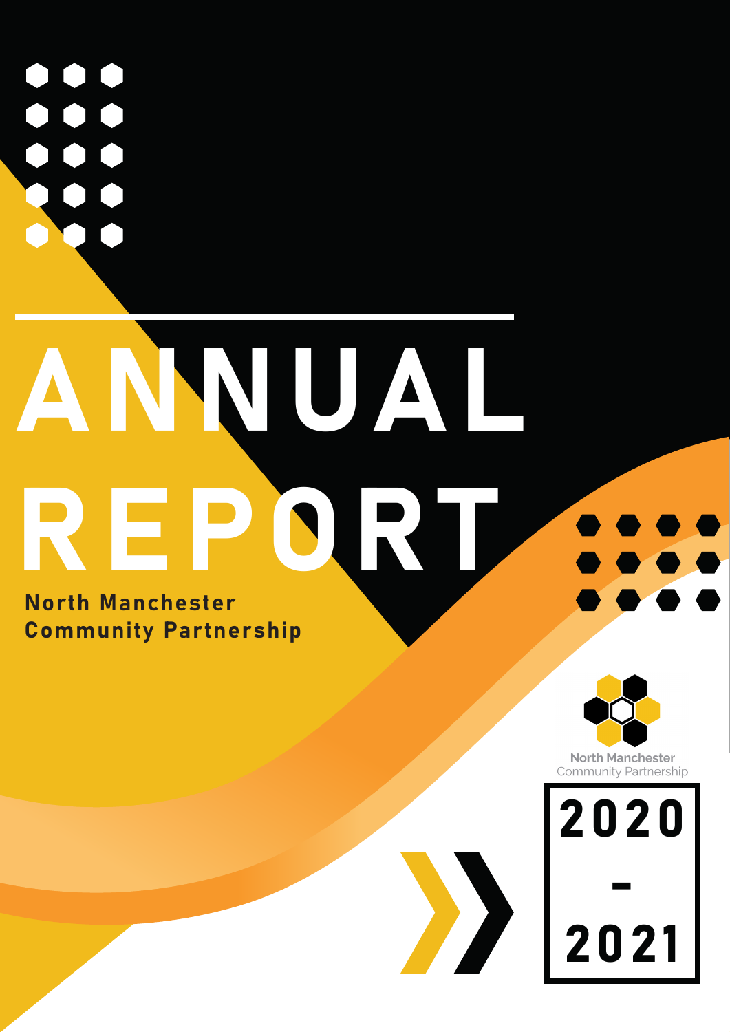# ANNUAL REPORT

**North Manchester Community Partnership**

North Manchester Community Partnership

**2020 - 2021**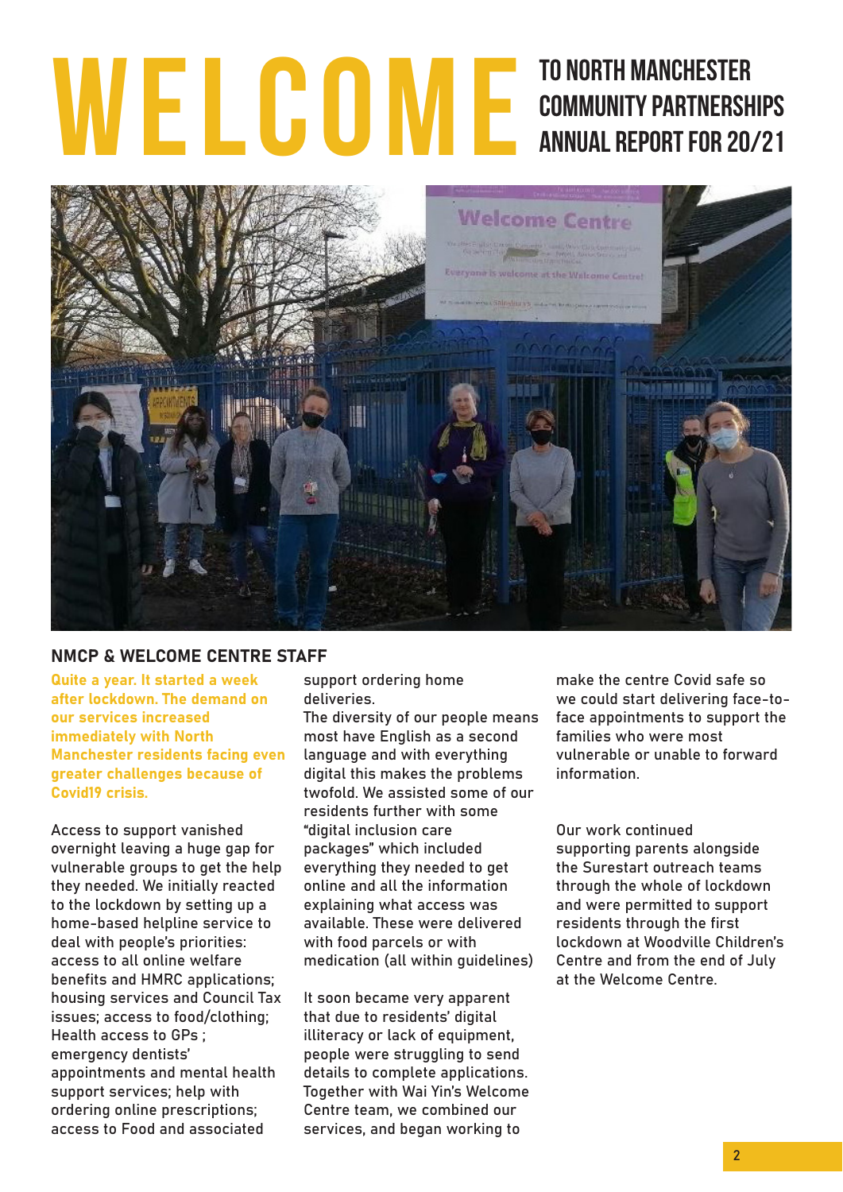# WELCOME TO NORTH MANCHESTER COMMUNITY PARTNERSHIPS ANNUAL REPORT FOR 20/21

**NMCP & WELCOME CENTRE STAFF**

**Quite a year. It started a week after lockdown. The demand on our services increased immediately with North Manchester residents facing even greater challenges because of Covid19 crisis.**

Access to support vanished overnight leaving a huge gap for vulnerable groups to get the help they needed. We initially reacted to the lockdown by setting up a home-based helpline service to deal with people's priorities: access to all online welfare benefits and HMRC applications; housing services and Council Tax issues; access to food/clothing; Health access to GPs ; emergency dentists' appointments and mental health support services; help with ordering online prescriptions; access to Food and associated support ordering home deliveries.

The diversity of our people means most have English as a second language and with everything digital this makes the problems twofold. We assisted some of our residents further with some "digital inclusion care packages" which included everything they needed to get online and all the information explaining what access was available. These were delivered with food parcels or with medication (all within guidelines)

It soon became very apparent that due to residents' digital illiteracy or lack of equipment, people were struggling to send details to complete applications. Together with Wai Yin's Welcome Centre team, we combined our services, and began working to make the centre Covid safe so we could start delivering face-to-face appointments to support the families who were most vulnerable or unable to forward information.

Our work continued supporting parents alongside the Surestart outreach teams through the whole of lockdown and were permitted to support residents through the first lockdown at Woodville Children's Centre and from the end of July at the Welcome Centre.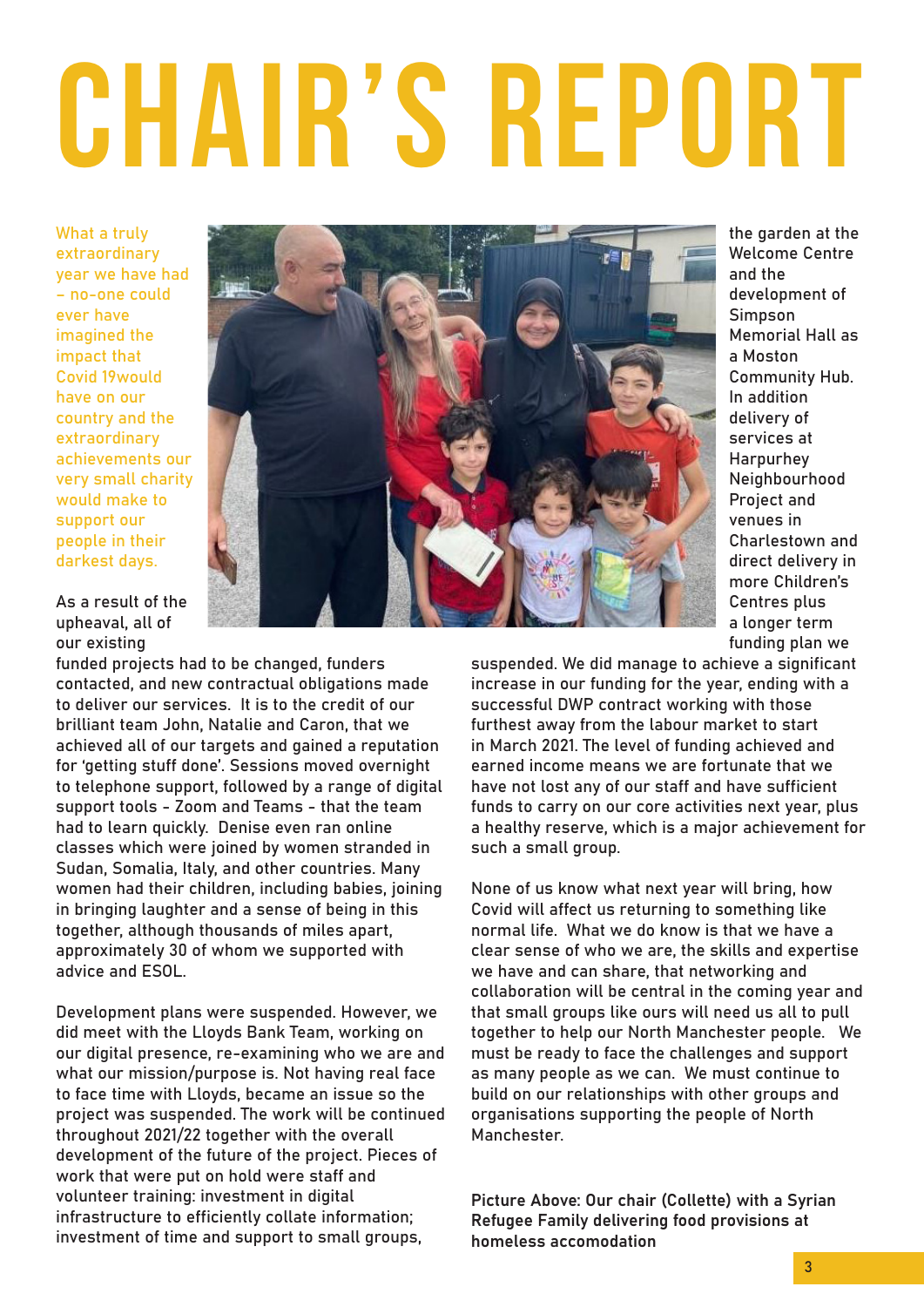# CHAIR'S REPORT

What a truly extraordinary year we have had – no-one could ever have imagined the impact that Covid 19would have on our country and the extraordinary achievements our very small charity would make to support our people in their darkest days.

As a result of the upheaval, all of our existing funded projects had to be changed, funders contacted, and new contractual obligations made to deliver our services. It is to the credit of our brilliant team John, Natalie and Caron, that we achieved all of our targets and gained a reputation for 'getting stuff done'. Sessions moved overnight to telephone support, followed by a range of digital support tools - Zoom and Teams - that the team had to learn quickly. Denise even ran online classes which were joined by women stranded in Sudan, Somalia, Italy, and other countries. Many women had their children, including babies, joining in bringing laughter and a sense of being in this together, although thousands of miles apart, approximately 30 of whom we supported with advice and ESOL.

Development plans were suspended. However, we did meet with the Lloyds Bank Team, working on our digital presence, re-examining who we are and what our mission/purpose is. Not having real face to face time with Lloyds, became an issue so the project was suspended. The work will be continued throughout 2021/22 together with the overall development of the future of the project. Pieces of work that were put on hold were staff and volunteer training: investment in digital infrastructure to efficiently collate information; investment of time and support to small groups, the garden at the Welcome Centre and the development of Simpson Memorial Hall as a Moston Community Hub. In addition delivery of services at Harpurhey Neighbourhood Project and venues in Charlestown and direct delivery in more Children's Centres plus a longer term funding plan we suspended. We did manage to achieve a significant increase in our funding for the year, ending with a successful DWP contract working with those furthest away from the labour market to start in March 2021. The level of funding achieved and earned income means we are fortunate that we have not lost any of our staff and have sufficient funds to carry on our core activities next year, plus a healthy reserve, which is a major achievement for such a small group.

None of us know what next year will bring, how Covid will affect us returning to something like normal life. What we do know is that we have a clear sense of who we are, the skills and expertise we have and can share, that networking and collaboration will be central in the coming year and that small groups like ours will need us all to pull together to help our North Manchester people. We must be ready to face the challenges and support as many people as we can. We must continue to build on our relationships with other groups and organisations supporting the people of North Manchester.

**Picture Above: Our chair (Collette) with a Syrian Refugee Family delivering food provisions at homeless accomodation**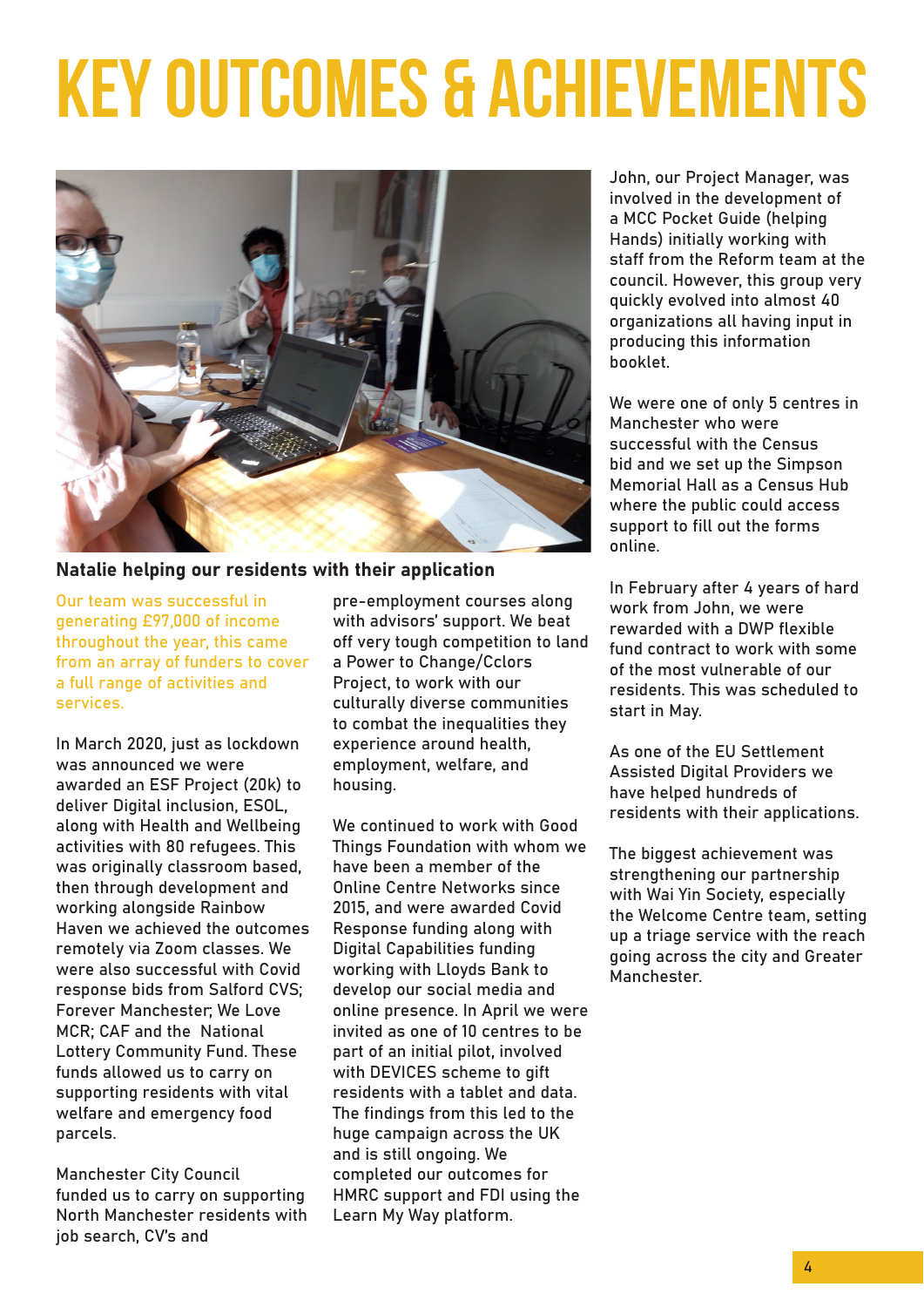# KEY OUTCOMES & ACHIEVEMENTS

**Natalie helping our residents with their application**

Our team was successful in generating £97,000 of income throughout the year, this came from an array of funders to cover a full range of activities and services.

In March 2020, just as lockdown was announced we were awarded an ESF Project (20k) to deliver Digital inclusion, ESOL, along with Health and Wellbeing activities with 80 refugees. This was originally classroom based, then through development and working alongside Rainbow Haven we achieved the outcomes remotely via Zoom classes. We were also successful with Covid response bids from Salford CVS; Forever Manchester; We Love MCR; CAF and the National Lottery Community Fund. These funds allowed us to carry on supporting residents with vital welfare and emergency food parcels.

Manchester City Council funded us to carry on supporting North Manchester residents with job search, CV's and pre-employment courses along with advisors' support. We beat off very tough competition to land a Power to Change/Cclors Project, to work with our culturally diverse communities to combat the inequalities they experience around health, employment, welfare, and housing.

We continued to work with Good Things Foundation with whom we have been a member of the Online Centre Networks since 2015, and were awarded Covid Response funding along with Digital Capabilities funding working with Lloyds Bank to develop our social media and online presence. In April we were invited as one of 10 centres to be part of an initial pilot, involved with DEVICES scheme to gift residents with a tablet and data. The findings from this led to the huge campaign across the UK and is still ongoing. We completed our outcomes for HMRC support and FDI using the Learn My Way platform.

John, our Project Manager, was involved in the development of a MCC Pocket Guide (helping Hands) initially working with staff from the Reform team at the council. However, this group very quickly evolved into almost 40 organizations all having input in producing this information booklet.

We were one of only 5 centres in Manchester who were successful with the Census bid and we set up the Simpson Memorial Hall as a Census Hub where the public could access support to fill out the forms online.

In February after 4 years of hard work from John, we were rewarded with a DWP flexible fund contract to work with some of the most vulnerable of our residents. This was scheduled to start in May.

As one of the EU Settlement Assisted Digital Providers we have helped hundreds of residents with their applications.

The biggest achievement was strengthening our partnership with Wai Yin Society, especially the Welcome Centre team, setting up a triage service with the reach going across the city and Greater Manchester.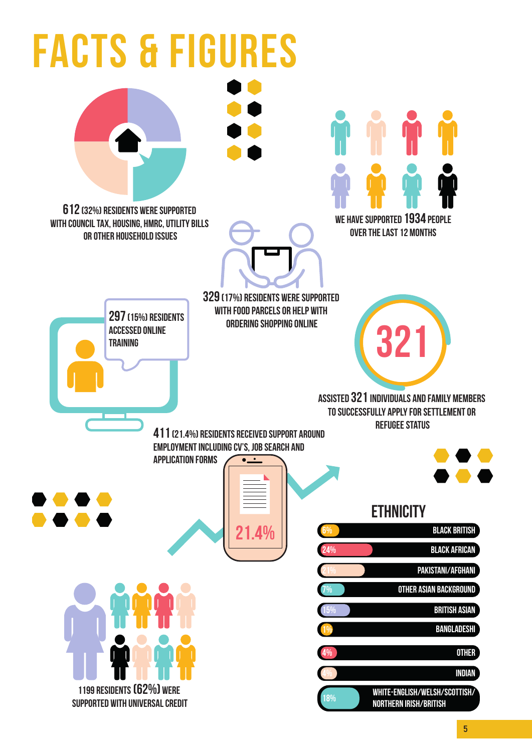# FACTS & FIGURES

**612** (32%) RESIDENTS WERE SUPPORTED WITH COUNCIL TAX, HOUSING, HMRC, UTILITY BILLS OR OTHER HOUSEHOLD ISSUES

WE HAVE SUPPORTED **1934** PEOPLE OVER THE LAST 12 MONTHS

**329** (17%) RESIDENTS WERE SUPPORTED WITH FOOD PARCELS OR HELP WITH ORDERING SHOPPING ONLINE

**297** (15%) RESIDENTS ACCESSED ONLINE TRAINING

**321**

ASSISTED **321** INDIVIDUALS AND FAMILY MEMBERS TO SUCCESSFULLY APPLY FOR SETTLEMENT OR REFUGEE STATUS

**411** (21.4%) RESIDENTS RECEIVED SUPPORT AROUND EMPLOYMENT INCLUDING CV'S, JOB SEARCH AND APPLICATION FORMS

21.4%

## ETHNICITY

| Percentage | Ethnicity |
|---|---|
| 6% | BLACK BRITISH |
| 24% | BLACK AFRICAN |
| 21% | PAKISTANI/AFGHANI |
| 7% | OTHER ASIAN BACKGROUND |
| 15% | BRITISH ASIAN |
| 1% | BANGLADESHI |
| 4% | OTHER |
| 4% | INDIAN |
| 18% | WHITE-ENGLISH/WELSH/SCOTTISH/NORTHERN IRISH/BRITISH |

**1199** RESIDENTS (62%) WERE SUPPORTED WITH UNIVERSAL CREDIT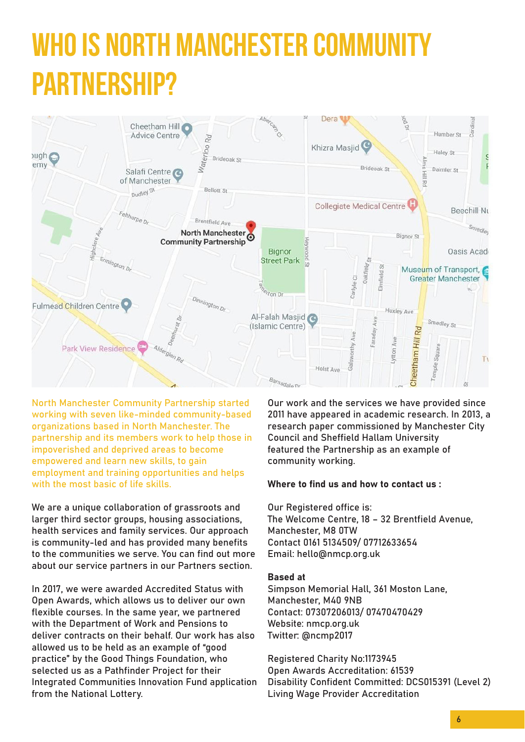# WHO IS NORTH MANCHESTER COMMUNITY PARTNERSHIP?

North Manchester Community Partnership started working with seven like-minded community-based organizations based in North Manchester. The partnership and its members work to help those in impoverished and deprived areas to become empowered and learn new skills, to gain employment and training opportunities and helps with the most basic of life skills.

We are a unique collaboration of grassroots and larger third sector groups, housing associations, health services and family services. Our approach is community-led and has provided many benefits to the communities we serve. You can find out more about our service partners in our Partners section.

In 2017, we were awarded Accredited Status with Open Awards, which allows us to deliver our own flexible courses. In the same year, we partnered with the Department of Work and Pensions to deliver contracts on their behalf. Our work has also allowed us to be held as an example of "good practice" by the Good Things Foundation, who selected us as a Pathfinder Project for their Integrated Communities Innovation Fund application from the National Lottery.

Our work and the services we have provided since 2011 have appeared in academic research. In 2013, a research paper commissioned by Manchester City Council and Sheffield Hallam University featured the Partnership as an example of community working.

**Where to find us and how to contact us :**

Our Registered office is:
The Welcome Centre, 18 – 32 Brentfield Avenue,
Manchester, M8 0TW
Contact 0161 5134509/ 07712633654
Email: hello@nmcp.org.uk

**Based at**
Simpson Memorial Hall, 361 Moston Lane,
Manchester, M40 9NB
Contact: 07307206013/ 07470470429
Website: nmcp.org.uk
Twitter: @ncmp2017

Registered Charity No:1173945
Open Awards Accreditation: 61539
Disability Confident Committed: DCS015391 (Level 2)
Living Wage Provider Accreditation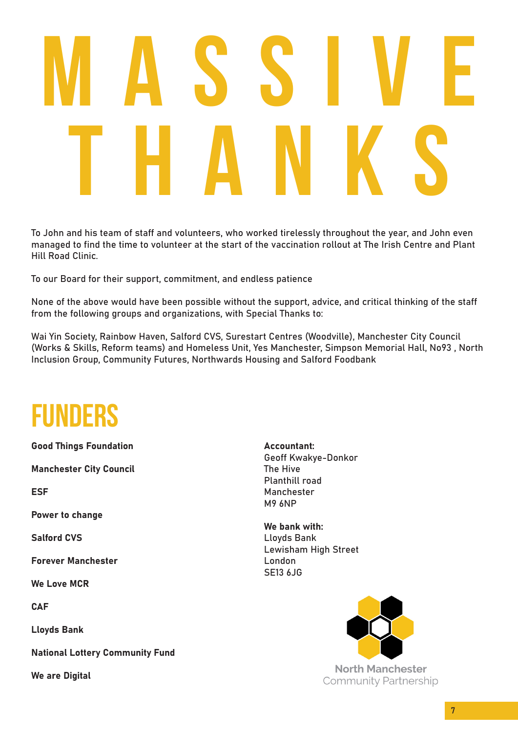# MASSIVE THANKS

To John and his team of staff and volunteers, who worked tirelessly throughout the year, and John even managed to find the time to volunteer at the start of the vaccination rollout at The Irish Centre and Plant Hill Road Clinic.

To our Board for their support, commitment, and endless patience

None of the above would have been possible without the support, advice, and critical thinking of the staff from the following groups and organizations, with Special Thanks to:

Wai Yin Society, Rainbow Haven, Salford CVS, Surestart Centres (Woodville), Manchester City Council (Works & Skills, Reform teams) and Homeless Unit, Yes Manchester, Simpson Memorial Hall, No93 , North Inclusion Group, Community Futures, Northwards Housing and Salford Foodbank

## FUNDERS

**Good Things Foundation**

**Manchester City Council**

**ESF**

**Power to change**

**Salford CVS**

**Forever Manchester**

**We Love MCR**

**CAF**

**Lloyds Bank**

**National Lottery Community Fund**

**We are Digital**

**Accountant:**
Geoff Kwakye-Donkor
The Hive
Planthill road
Manchester
M9 6NP

**We bank with:**
Lloyds Bank
Lewisham High Street
London
SE13 6JG

North Manchester Community Partnership